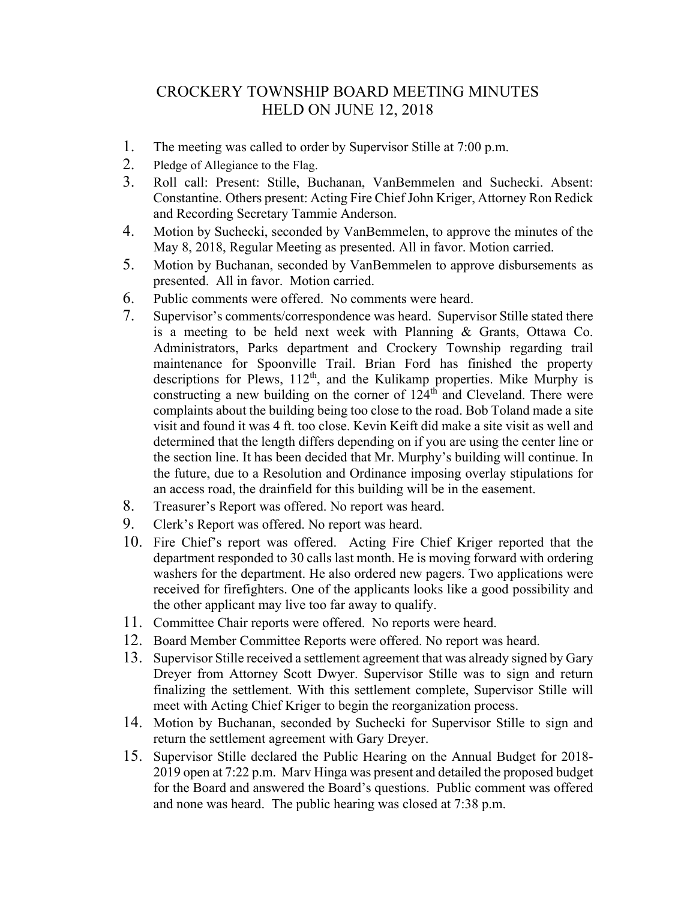# CROCKERY TOWNSHIP BOARD MEETING MINUTES
# HELD ON JUNE 12, 2018

1. The meeting was called to order by Supervisor Stille at 7:00 p.m.
2. Pledge of Allegiance to the Flag.
3. Roll call: Present: Stille, Buchanan, VanBemmelen and Suchecki. Absent: Constantine. Others present: Acting Fire Chief John Kriger, Attorney Ron Redick and Recording Secretary Tammie Anderson.
4. Motion by Suchecki, seconded by VanBemmelen, to approve the minutes of the May 8, 2018, Regular Meeting as presented. All in favor. Motion carried.
5. Motion by Buchanan, seconded by VanBemmelen to approve disbursements as presented. All in favor. Motion carried.
6. Public comments were offered. No comments were heard.
7. Supervisor's comments/correspondence was heard. Supervisor Stille stated there is a meeting to be held next week with Planning & Grants, Ottawa Co. Administrators, Parks department and Crockery Township regarding trail maintenance for Spoonville Trail. Brian Ford has finished the property descriptions for Plews, 112th, and the Kulikamp properties. Mike Murphy is constructing a new building on the corner of 124th and Cleveland. There were complaints about the building being too close to the road. Bob Toland made a site visit and found it was 4 ft. too close. Kevin Keift did make a site visit as well and determined that the length differs depending on if you are using the center line or the section line. It has been decided that Mr. Murphy's building will continue. In the future, due to a Resolution and Ordinance imposing overlay stipulations for an access road, the drainfield for this building will be in the easement.
8. Treasurer's Report was offered. No report was heard.
9. Clerk's Report was offered. No report was heard.
10. Fire Chief's report was offered. Acting Fire Chief Kriger reported that the department responded to 30 calls last month. He is moving forward with ordering washers for the department. He also ordered new pagers. Two applications were received for firefighters. One of the applicants looks like a good possibility and the other applicant may live too far away to qualify.
11. Committee Chair reports were offered. No reports were heard.
12. Board Member Committee Reports were offered. No report was heard.
13. Supervisor Stille received a settlement agreement that was already signed by Gary Dreyer from Attorney Scott Dwyer. Supervisor Stille was to sign and return finalizing the settlement. With this settlement complete, Supervisor Stille will meet with Acting Chief Kriger to begin the reorganization process.
14. Motion by Buchanan, seconded by Suchecki for Supervisor Stille to sign and return the settlement agreement with Gary Dreyer.
15. Supervisor Stille declared the Public Hearing on the Annual Budget for 2018-2019 open at 7:22 p.m. Marv Hinga was present and detailed the proposed budget for the Board and answered the Board's questions. Public comment was offered and none was heard. The public hearing was closed at 7:38 p.m.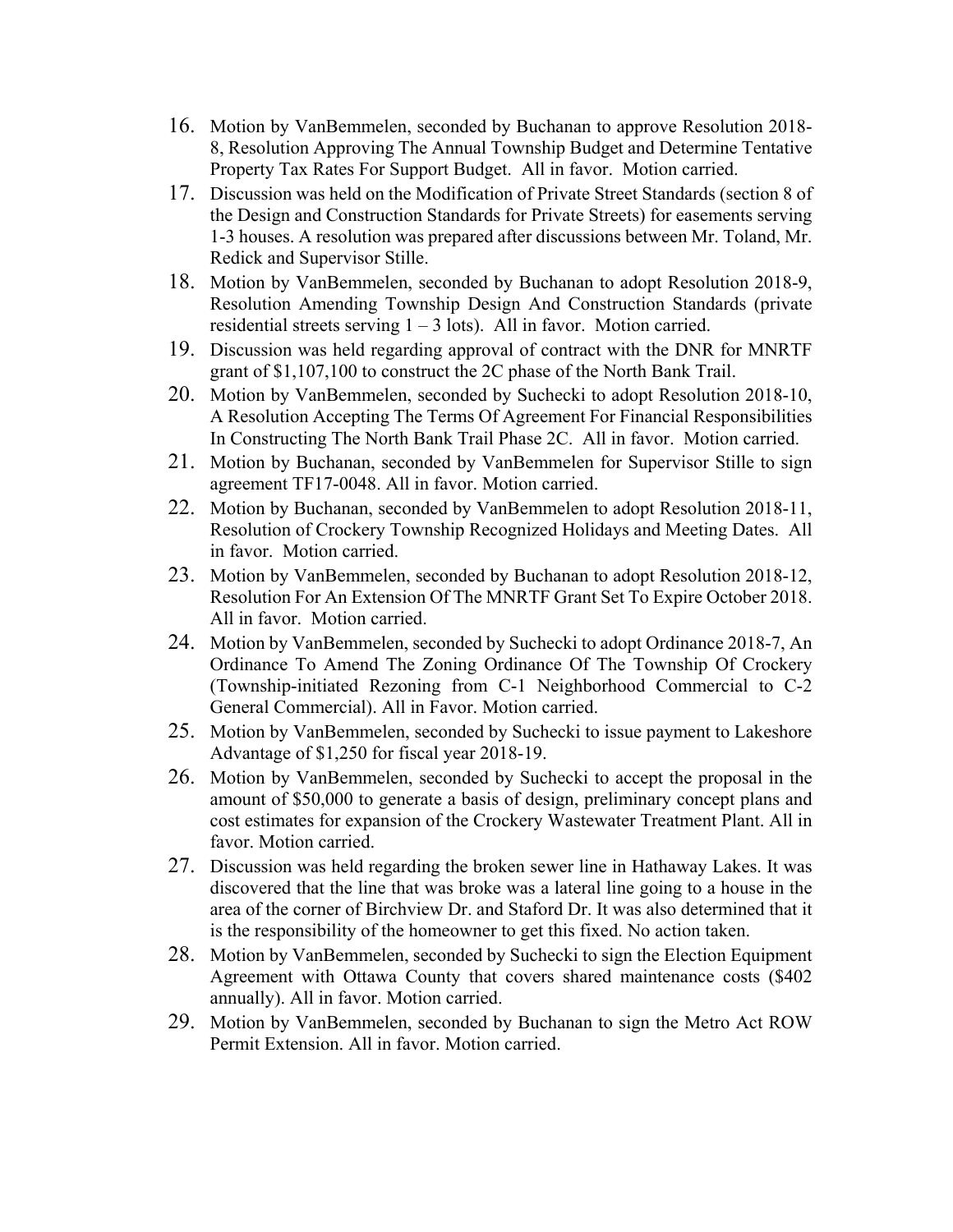16. Motion by VanBemmelen, seconded by Buchanan to approve Resolution 2018-8, Resolution Approving The Annual Township Budget and Determine Tentative Property Tax Rates For Support Budget. All in favor. Motion carried.
17. Discussion was held on the Modification of Private Street Standards (section 8 of the Design and Construction Standards for Private Streets) for easements serving 1-3 houses. A resolution was prepared after discussions between Mr. Toland, Mr. Redick and Supervisor Stille.
18. Motion by VanBemmelen, seconded by Buchanan to adopt Resolution 2018-9, Resolution Amending Township Design And Construction Standards (private residential streets serving 1 – 3 lots). All in favor. Motion carried.
19. Discussion was held regarding approval of contract with the DNR for MNRTF grant of $1,107,100 to construct the 2C phase of the North Bank Trail.
20. Motion by VanBemmelen, seconded by Suchecki to adopt Resolution 2018-10, A Resolution Accepting The Terms Of Agreement For Financial Responsibilities In Constructing The North Bank Trail Phase 2C. All in favor. Motion carried.
21. Motion by Buchanan, seconded by VanBemmelen for Supervisor Stille to sign agreement TF17-0048. All in favor. Motion carried.
22. Motion by Buchanan, seconded by VanBemmelen to adopt Resolution 2018-11, Resolution of Crockery Township Recognized Holidays and Meeting Dates. All in favor. Motion carried.
23. Motion by VanBemmelen, seconded by Buchanan to adopt Resolution 2018-12, Resolution For An Extension Of The MNRTF Grant Set To Expire October 2018. All in favor. Motion carried.
24. Motion by VanBemmelen, seconded by Suchecki to adopt Ordinance 2018-7, An Ordinance To Amend The Zoning Ordinance Of The Township Of Crockery (Township-initiated Rezoning from C-1 Neighborhood Commercial to C-2 General Commercial). All in Favor. Motion carried.
25. Motion by VanBemmelen, seconded by Suchecki to issue payment to Lakeshore Advantage of $1,250 for fiscal year 2018-19.
26. Motion by VanBemmelen, seconded by Suchecki to accept the proposal in the amount of $50,000 to generate a basis of design, preliminary concept plans and cost estimates for expansion of the Crockery Wastewater Treatment Plant. All in favor. Motion carried.
27. Discussion was held regarding the broken sewer line in Hathaway Lakes. It was discovered that the line that was broke was a lateral line going to a house in the area of the corner of Birchview Dr. and Staford Dr. It was also determined that it is the responsibility of the homeowner to get this fixed. No action taken.
28. Motion by VanBemmelen, seconded by Suchecki to sign the Election Equipment Agreement with Ottawa County that covers shared maintenance costs ($402 annually). All in favor. Motion carried.
29. Motion by VanBemmelen, seconded by Buchanan to sign the Metro Act ROW Permit Extension. All in favor. Motion carried.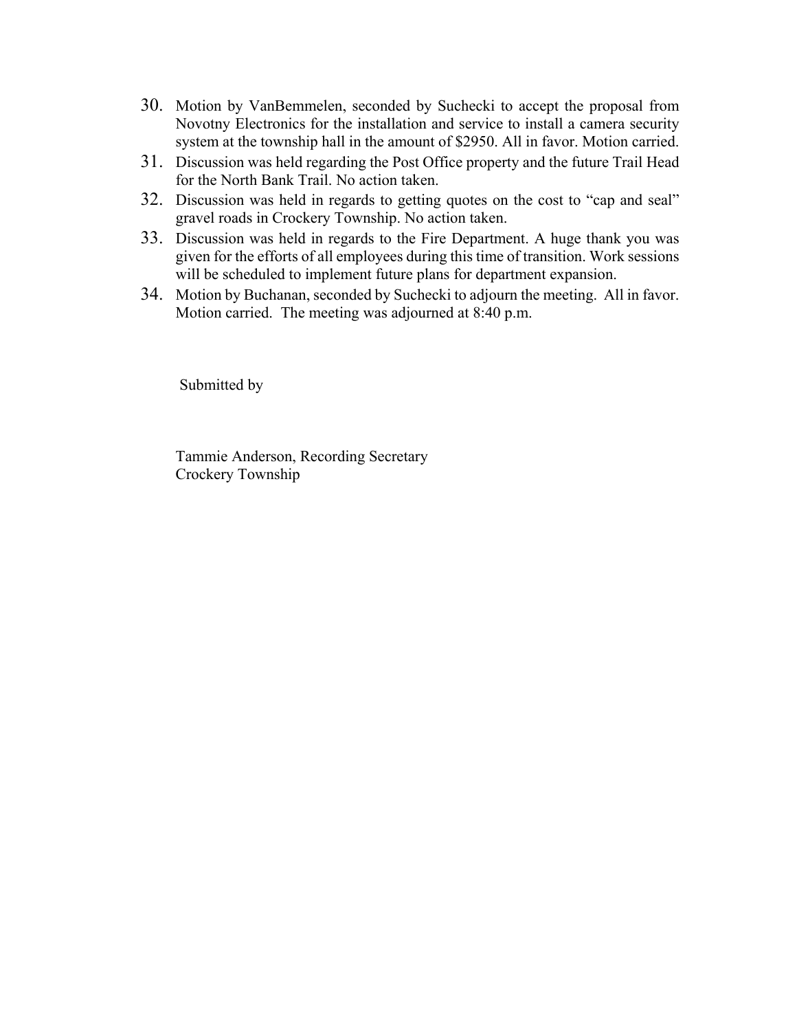30. Motion by VanBemmelen, seconded by Suchecki to accept the proposal from Novotny Electronics for the installation and service to install a camera security system at the township hall in the amount of $2950. All in favor. Motion carried.
31. Discussion was held regarding the Post Office property and the future Trail Head for the North Bank Trail. No action taken.
32. Discussion was held in regards to getting quotes on the cost to “cap and seal” gravel roads in Crockery Township. No action taken.
33. Discussion was held in regards to the Fire Department. A huge thank you was given for the efforts of all employees during this time of transition. Work sessions will be scheduled to implement future plans for department expansion.
34. Motion by Buchanan, seconded by Suchecki to adjourn the meeting. All in favor. Motion carried. The meeting was adjourned at 8:40 p.m.

Submitted by

Tammie Anderson, Recording Secretary
Crockery Township